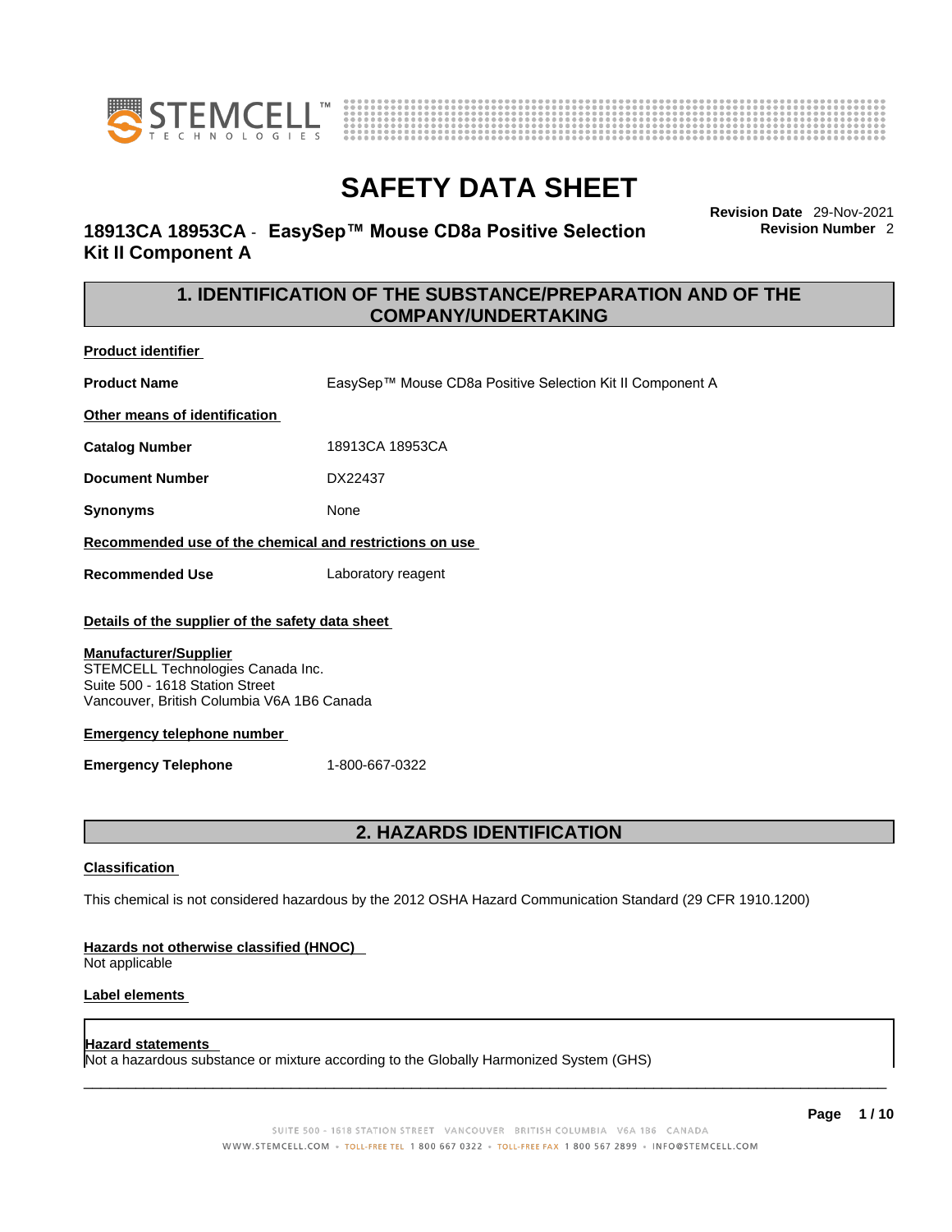# SAFETY DATA SHEET

**18913CA 18953CA - EasySep™ Mouse CD8a Positive Selection Kit II Component A**

**Revision Date** 29-Nov-2021
**Revision Number** 2

## 1. IDENTIFICATION OF THE SUBSTANCE/PREPARATION AND OF THE COMPANY/UNDERTAKING

**Product identifier**

**Product Name** EasySep™ Mouse CD8a Positive Selection Kit II Component A

**Other means of identification**

**Catalog Number** 18913CA 18953CA

**Document Number** DX22437

**Synonyms** None

**Recommended use of the chemical and restrictions on use**

**Recommended Use** Laboratory reagent

**Details of the supplier of the safety data sheet**

**Manufacturer/Supplier**
STEMCELL Technologies Canada Inc.
Suite 500 - 1618 Station Street
Vancouver, British Columbia V6A 1B6 Canada

**Emergency telephone number**

**Emergency Telephone** 1-800-667-0322

## 2. HAZARDS IDENTIFICATION

**Classification**

This chemical is not considered hazardous by the 2012 OSHA Hazard Communication Standard (29 CFR 1910.1200)

**Hazards not otherwise classified (HNOC)**
Not applicable

**Label elements**

**Hazard statements**
Not a hazardous substance or mixture according to the Globally Harmonized System (GHS)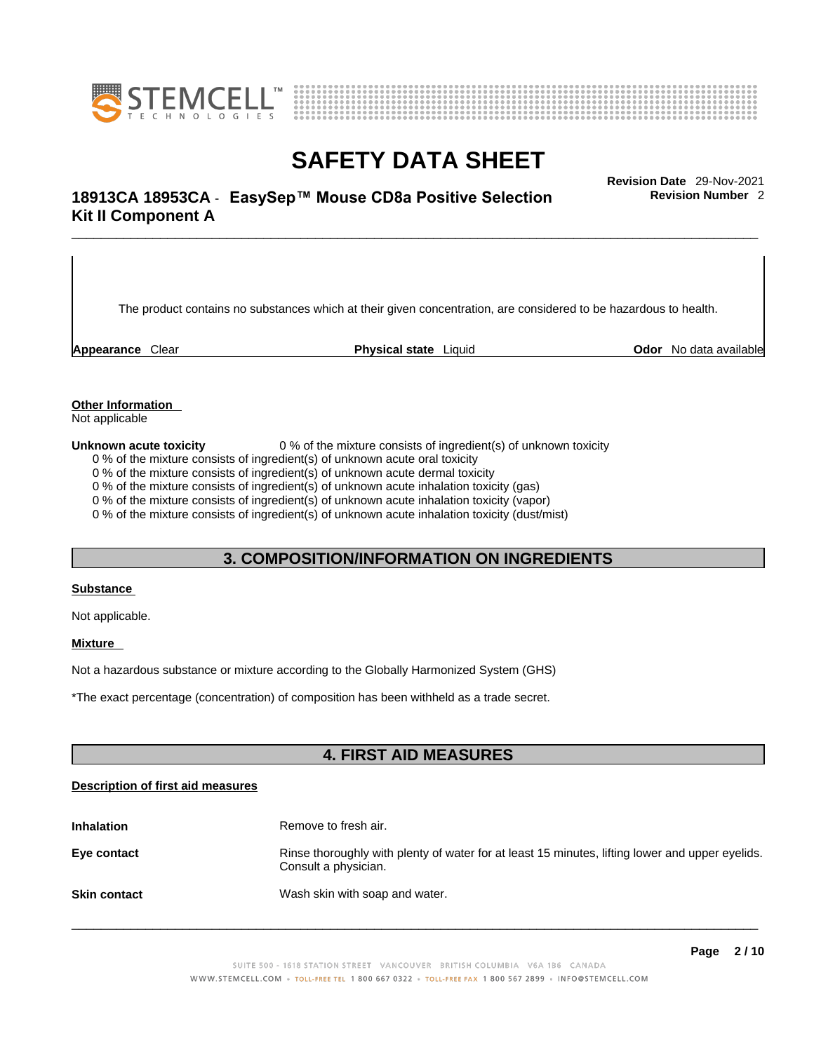The product contains no substances which at their given concentration, are considered to be hazardous to health.

| **Appearance** Clear | **Physical state** Liquid | **Odor** No data available |
|---|---|---|

**Other Information**

Not applicable

**Unknown acute toxicity** 0 % of the mixture consists of ingredient(s) of unknown toxicity

0 % of the mixture consists of ingredient(s) of unknown acute oral toxicity
0 % of the mixture consists of ingredient(s) of unknown acute dermal toxicity
0 % of the mixture consists of ingredient(s) of unknown acute inhalation toxicity (gas)
0 % of the mixture consists of ingredient(s) of unknown acute inhalation toxicity (vapor)
0 % of the mixture consists of ingredient(s) of unknown acute inhalation toxicity (dust/mist)

## 3. COMPOSITION/INFORMATION ON INGREDIENTS

**Substance**

Not applicable.

**Mixture**

Not a hazardous substance or mixture according to the Globally Harmonized System (GHS)

*The exact percentage (concentration) of composition has been withheld as a trade secret.

## 4. FIRST AID MEASURES

**Description of first aid measures**

**Inhalation** Remove to fresh air.

**Eye contact** Rinse thoroughly with plenty of water for at least 15 minutes, lifting lower and upper eyelids. Consult a physician.

**Skin contact** Wash skin with soap and water.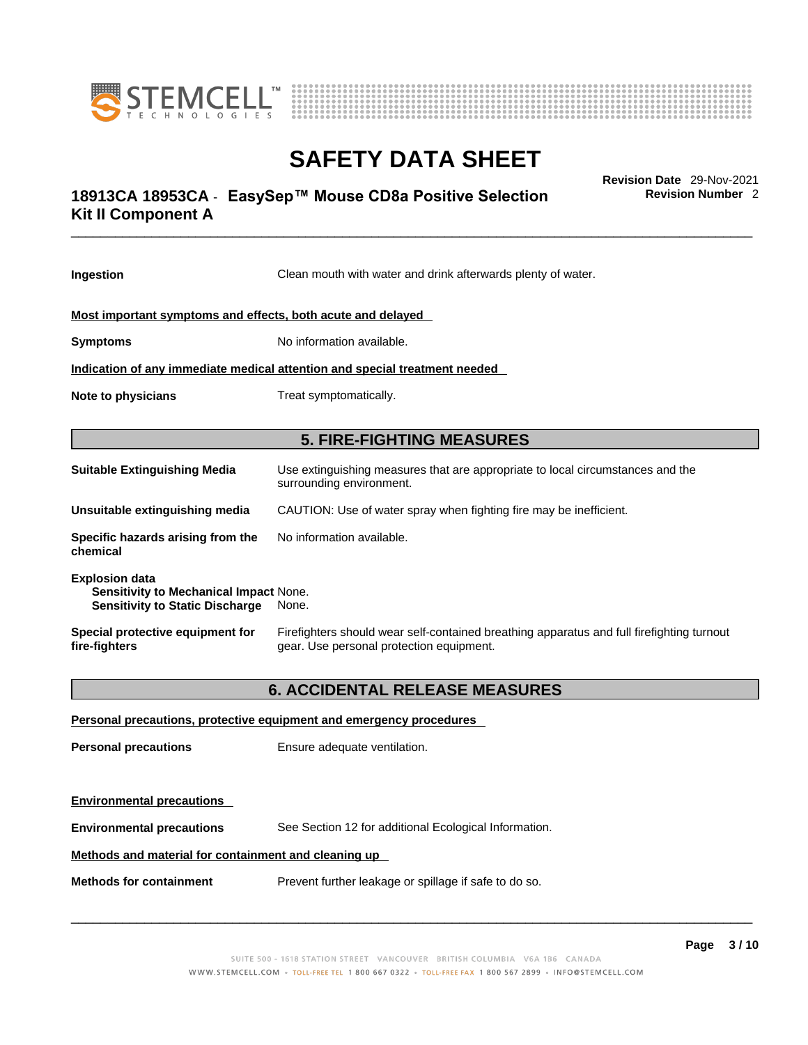**Ingestion** Clean mouth with water and drink afterwards plenty of water.

**Most important symptoms and effects, both acute and delayed**

**Symptoms** No information available.

**Indication of any immediate medical attention and special treatment needed**

**Note to physicians** Treat symptomatically.

## 5. FIRE-FIGHTING MEASURES

**Suitable Extinguishing Media** Use extinguishing measures that are appropriate to local circumstances and the surrounding environment.

**Unsuitable extinguishing media** CAUTION: Use of water spray when fighting fire may be inefficient.

**Specific hazards arising from the chemical** No information available.

**Explosion data**
**Sensitivity to Mechanical Impact** None.
**Sensitivity to Static Discharge** None.

**Special protective equipment for fire-fighters** Firefighters should wear self-contained breathing apparatus and full firefighting turnout gear. Use personal protection equipment.

## 6. ACCIDENTAL RELEASE MEASURES

**Personal precautions, protective equipment and emergency procedures**

**Personal precautions** Ensure adequate ventilation.

**Environmental precautions**

**Environmental precautions** See Section 12 for additional Ecological Information.

**Methods and material for containment and cleaning up**

**Methods for containment** Prevent further leakage or spillage if safe to do so.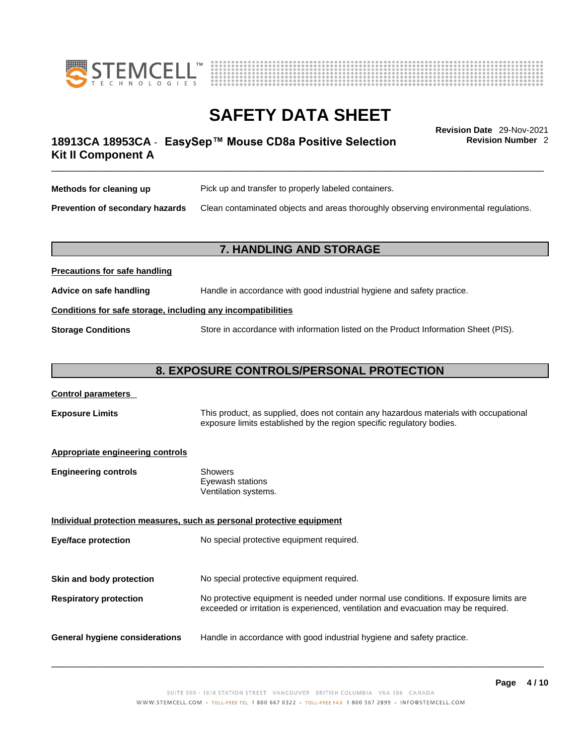**Methods for cleaning up** Pick up and transfer to properly labeled containers.

**Prevention of secondary hazards** Clean contaminated objects and areas thoroughly observing environmental regulations.

## 7. HANDLING AND STORAGE

**Precautions for safe handling**

**Advice on safe handling** Handle in accordance with good industrial hygiene and safety practice.

**Conditions for safe storage, including any incompatibilities**

**Storage Conditions** Store in accordance with information listed on the Product Information Sheet (PIS).

## 8. EXPOSURE CONTROLS/PERSONAL PROTECTION

**Control parameters**

**Exposure Limits** This product, as supplied, does not contain any hazardous materials with occupational exposure limits established by the region specific regulatory bodies.

**Appropriate engineering controls**

**Engineering controls**
Showers
Eyewash stations
Ventilation systems.

**Individual protection measures, such as personal protective equipment**

**Eye/face protection** No special protective equipment required.

**Skin and body protection** No special protective equipment required.

**Respiratory protection** No protective equipment is needed under normal use conditions. If exposure limits are exceeded or irritation is experienced, ventilation and evacuation may be required.

**General hygiene considerations** Handle in accordance with good industrial hygiene and safety practice.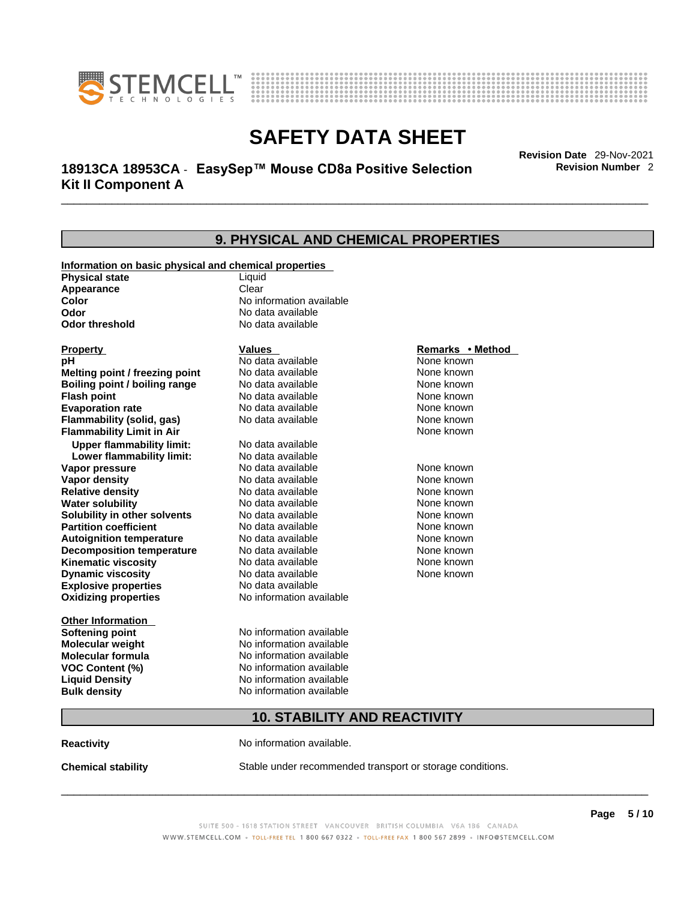# SAFETY DATA SHEET

**18913CA 18953CA - EasySep™ Mouse CD8a Positive Selection Kit II Component A**

**Revision Date** 29-Nov-2021
**Revision Number** 2

## 9. PHYSICAL AND CHEMICAL PROPERTIES

**Information on basic physical and chemical properties**

| | |
|---|---|
| **Physical state** | Liquid |
| **Appearance** | Clear |
| **Color** | No information available |
| **Odor** | No data available |
| **Odor threshold** | No data available |

| **Property** | **Values** | **Remarks • Method** |
|---|---|---|
| **pH** | No data available | None known |
| **Melting point / freezing point** | No data available | None known |
| **Boiling point / boiling range** | No data available | None known |
| **Flash point** | No data available | None known |
| **Evaporation rate** | No data available | None known |
| **Flammability (solid, gas)** | No data available | None known |
| **Flammability Limit in Air** | | None known |
| **Upper flammability limit:** | No data available | |
| **Lower flammability limit:** | No data available | |
| **Vapor pressure** | No data available | None known |
| **Vapor density** | No data available | None known |
| **Relative density** | No data available | None known |
| **Water solubility** | No data available | None known |
| **Solubility in other solvents** | No data available | None known |
| **Partition coefficient** | No data available | None known |
| **Autoignition temperature** | No data available | None known |
| **Decomposition temperature** | No data available | None known |
| **Kinematic viscosity** | No data available | None known |
| **Dynamic viscosity** | No data available | None known |
| **Explosive properties** | No data available | |
| **Oxidizing properties** | No information available | |

**Other Information**

| | |
|---|---|
| **Softening point** | No information available |
| **Molecular weight** | No information available |
| **Molecular formula** | No information available |
| **VOC Content (%)** | No information available |
| **Liquid Density** | No information available |
| **Bulk density** | No information available |

## 10. STABILITY AND REACTIVITY

**Reactivity** No information available.

**Chemical stability** Stable under recommended transport or storage conditions.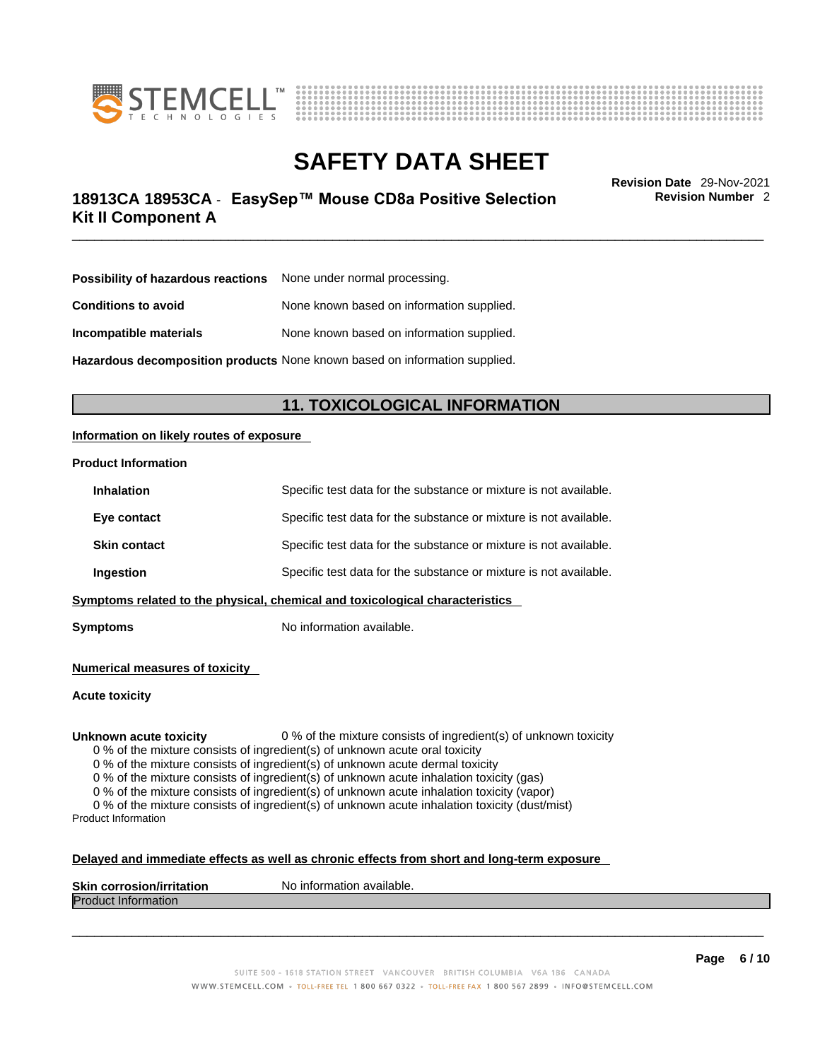**Possibility of hazardous reactions** None under normal processing.

**Conditions to avoid** None known based on information supplied.

**Incompatible materials** None known based on information supplied.

**Hazardous decomposition products** None known based on information supplied.

## 11. TOXICOLOGICAL INFORMATION

**Information on likely routes of exposure**

**Product Information**

| | |
|---|---|
| **Inhalation** | Specific test data for the substance or mixture is not available. |
| **Eye contact** | Specific test data for the substance or mixture is not available. |
| **Skin contact** | Specific test data for the substance or mixture is not available. |
| **Ingestion** | Specific test data for the substance or mixture is not available. |

**Symptoms related to the physical, chemical and toxicological characteristics**

**Symptoms** No information available.

**Numerical measures of toxicity**

**Acute toxicity**

**Unknown acute toxicity** 0 % of the mixture consists of ingredient(s) of unknown toxicity

0 % of the mixture consists of ingredient(s) of unknown acute oral toxicity
0 % of the mixture consists of ingredient(s) of unknown acute dermal toxicity
0 % of the mixture consists of ingredient(s) of unknown acute inhalation toxicity (gas)
0 % of the mixture consists of ingredient(s) of unknown acute inhalation toxicity (vapor)
0 % of the mixture consists of ingredient(s) of unknown acute inhalation toxicity (dust/mist)

Product Information

**Delayed and immediate effects as well as chronic effects from short and long-term exposure**

**Skin corrosion/irritation** No information available.

Product Information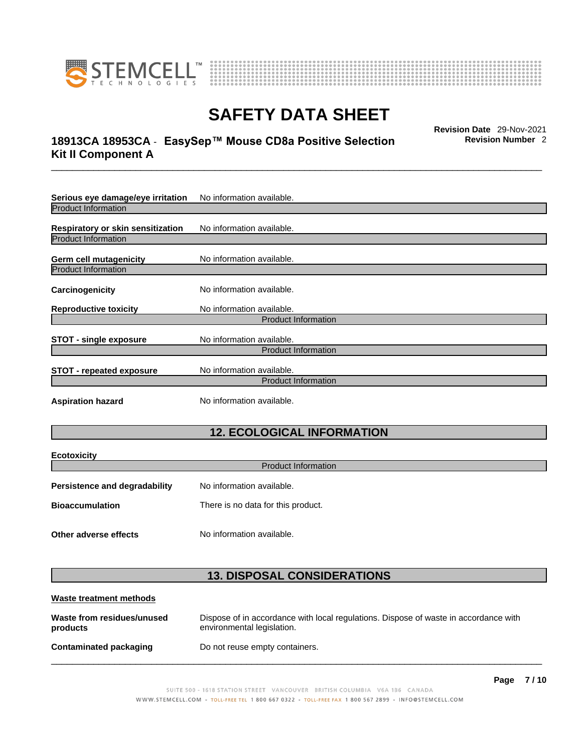**Serious eye damage/eye irritation** No information available.

Product Information

**Respiratory or skin sensitization** No information available.

Product Information

**Germ cell mutagenicity** No information available.

Product Information

**Carcinogenicity** No information available.

**Reproductive toxicity** No information available.

Product Information

**STOT - single exposure** No information available.

Product Information

**STOT - repeated exposure** No information available.

Product Information

**Aspiration hazard** No information available.

## 12. ECOLOGICAL INFORMATION

**Ecotoxicity**

Product Information

**Persistence and degradability** No information available.

**Bioaccumulation** There is no data for this product.

**Other adverse effects** No information available.

## 13. DISPOSAL CONSIDERATIONS

**Waste treatment methods**

**Waste from residues/unused products** Dispose of in accordance with local regulations. Dispose of waste in accordance with environmental legislation.

**Contaminated packaging** Do not reuse empty containers.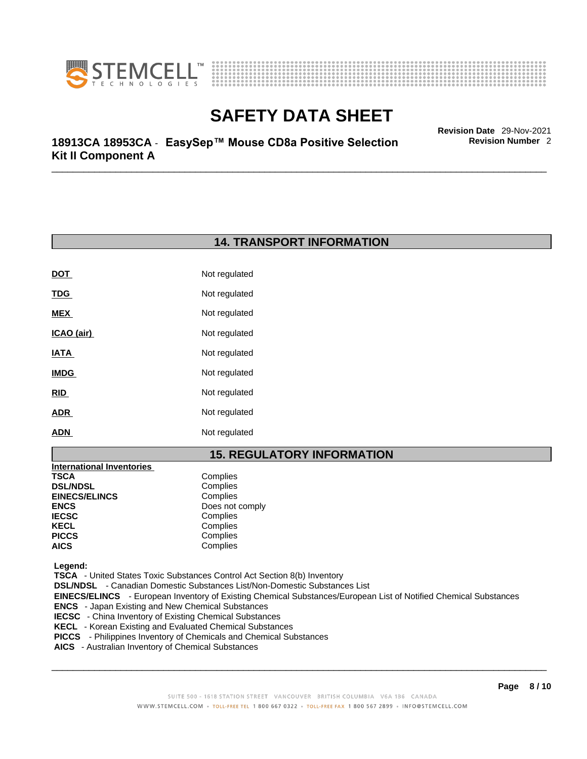## 14. TRANSPORT INFORMATION

| | |
|---|---|
| **DOT** | Not regulated |
| **TDG** | Not regulated |
| **MEX** | Not regulated |
| **ICAO (air)** | Not regulated |
| **IATA** | Not regulated |
| **IMDG** | Not regulated |
| **RID** | Not regulated |
| **ADR** | Not regulated |
| **ADN** | Not regulated |

## 15. REGULATORY INFORMATION

**International Inventories**

| | |
|---|---|
| **TSCA** | Complies |
| **DSL/NDSL** | Complies |
| **EINECS/ELINCS** | Complies |
| **ENCS** | Does not comply |
| **IECSC** | Complies |
| **KECL** | Complies |
| **PICCS** | Complies |
| **AICS** | Complies |

**Legend:**

**TSCA** - United States Toxic Substances Control Act Section 8(b) Inventory
**DSL/NDSL** - Canadian Domestic Substances List/Non-Domestic Substances List
**EINECS/ELINCS** - European Inventory of Existing Chemical Substances/European List of Notified Chemical Substances
**ENCS** - Japan Existing and New Chemical Substances
**IECSC** - China Inventory of Existing Chemical Substances
**KECL** - Korean Existing and Evaluated Chemical Substances
**PICCS** - Philippines Inventory of Chemicals and Chemical Substances
**AICS** - Australian Inventory of Chemical Substances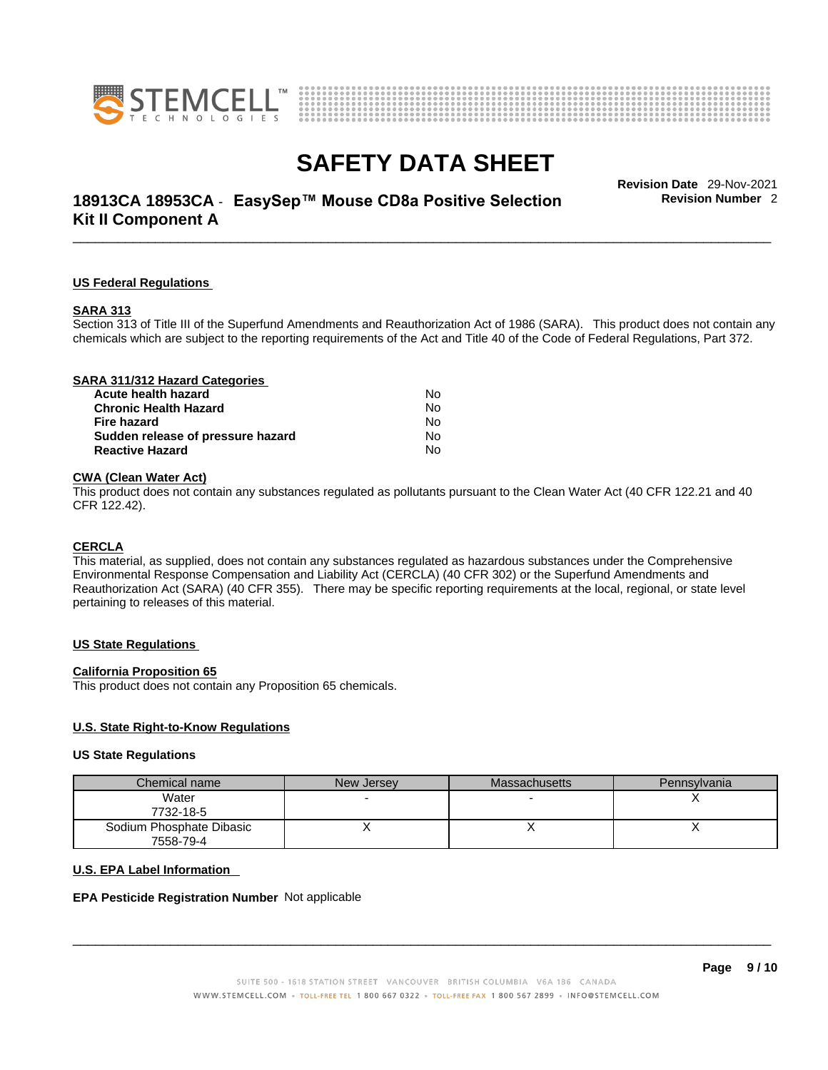## US Federal Regulations

### SARA 313

Section 313 of Title III of the Superfund Amendments and Reauthorization Act of 1986 (SARA). This product does not contain any chemicals which are subject to the reporting requirements of the Act and Title 40 of the Code of Federal Regulations, Part 372.

### SARA 311/312 Hazard Categories

| | |
|---|---|
| **Acute health hazard** | No |
| **Chronic Health Hazard** | No |
| **Fire hazard** | No |
| **Sudden release of pressure hazard** | No |
| **Reactive Hazard** | No |

### CWA (Clean Water Act)

This product does not contain any substances regulated as pollutants pursuant to the Clean Water Act (40 CFR 122.21 and 40 CFR 122.42).

### CERCLA

This material, as supplied, does not contain any substances regulated as hazardous substances under the Comprehensive Environmental Response Compensation and Liability Act (CERCLA) (40 CFR 302) or the Superfund Amendments and Reauthorization Act (SARA) (40 CFR 355). There may be specific reporting requirements at the local, regional, or state level pertaining to releases of this material.

## US State Regulations

### California Proposition 65

This product does not contain any Proposition 65 chemicals.

### U.S. State Right-to-Know Regulations

**US State Regulations**

| Chemical name | New Jersey | Massachusetts | Pennsylvania |
|---|---|---|---|
| Water<br>7732-18-5 | - | - | X |
| Sodium Phosphate Dibasic<br>7558-79-4 | X | X | X |

### U.S. EPA Label Information

**EPA Pesticide Registration Number** Not applicable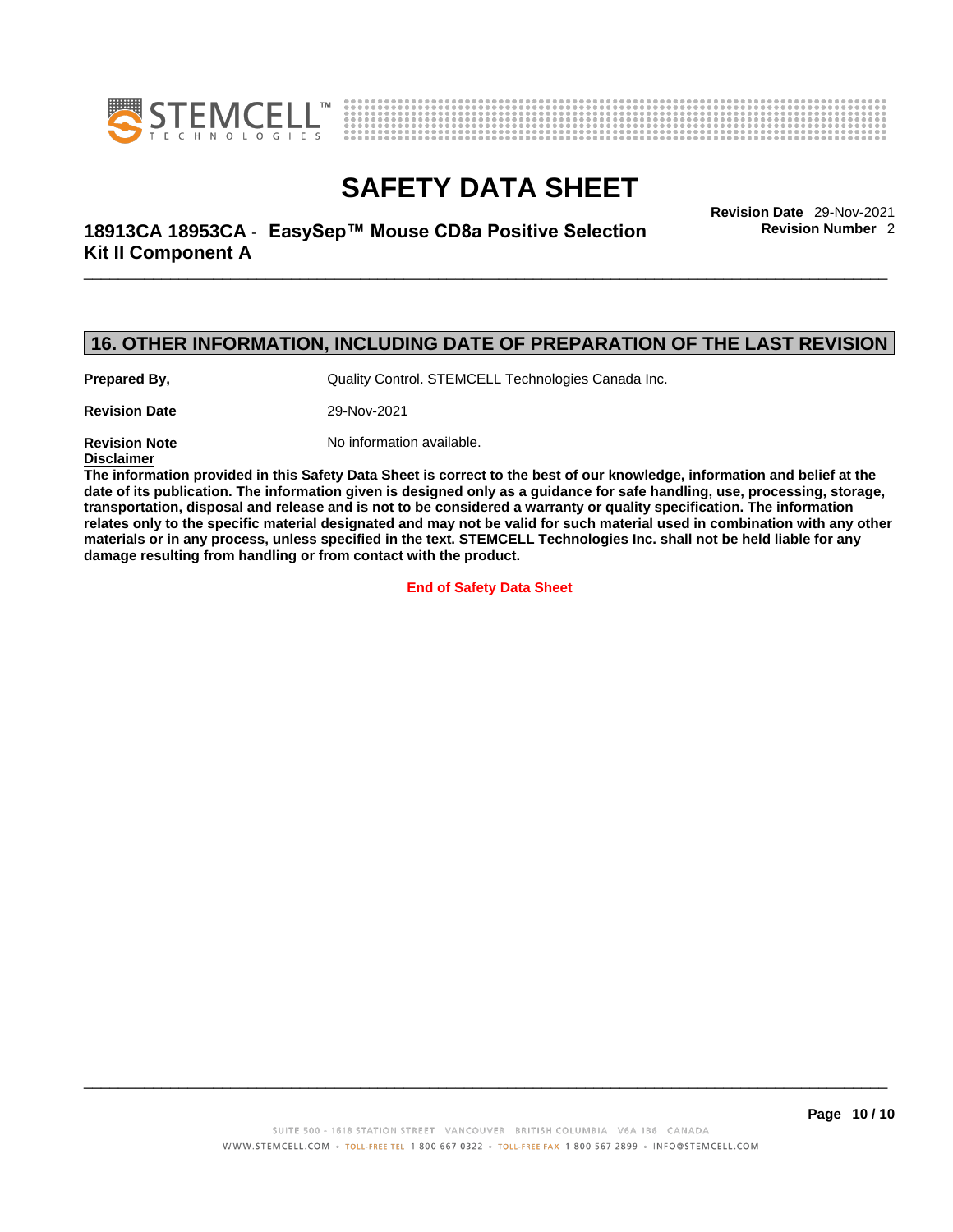## 16. OTHER INFORMATION, INCLUDING DATE OF PREPARATION OF THE LAST REVISION

**Prepared By,** Quality Control. STEMCELL Technologies Canada Inc.

**Revision Date** 29-Nov-2021

**Revision Note** No information available.

**Disclaimer**

**The information provided in this Safety Data Sheet is correct to the best of our knowledge, information and belief at the date of its publication. The information given is designed only as a guidance for safe handling, use, processing, storage, transportation, disposal and release and is not to be considered a warranty or quality specification. The information relates only to the specific material designated and may not be valid for such material used in combination with any other materials or in any process, unless specified in the text. STEMCELL Technologies Inc. shall not be held liable for any damage resulting from handling or from contact with the product.**

**End of Safety Data Sheet**